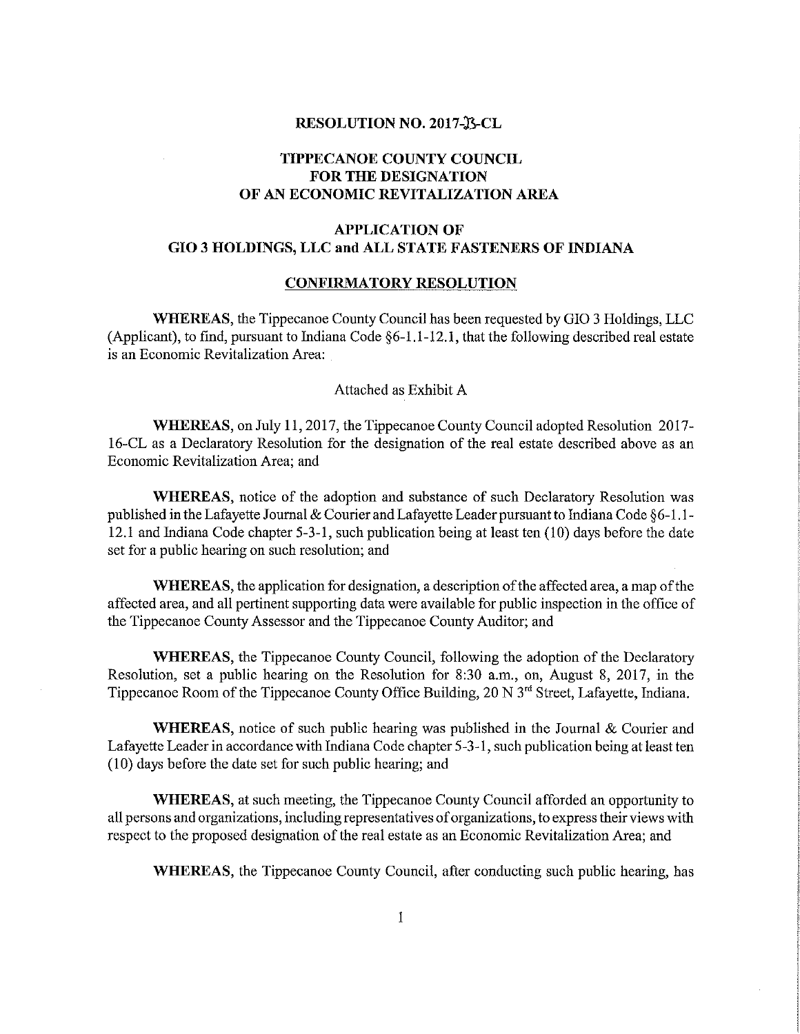**RESOLUTION NO. 2017-23-CL**

**TIPPECANOE COUNTY COUNCIL**
**FOR THE DESIGNATION**
**OF AN ECONOMIC REVITALIZATION AREA**

**APPLICATION OF**
**GIO 3 HOLDINGS, LLC and ALL STATE FASTENERS OF INDIANA**

**CONFIRMATORY RESOLUTION**

**WHEREAS**, the Tippecanoe County Council has been requested by GIO 3 Holdings, LLC (Applicant), to find, pursuant to Indiana Code §6-1.1-12.1, that the following described real estate is an Economic Revitalization Area:

Attached as Exhibit A

**WHEREAS**, on July 11, 2017, the Tippecanoe County Council adopted Resolution 2017-16-CL as a Declaratory Resolution for the designation of the real estate described above as an Economic Revitalization Area; and

**WHEREAS**, notice of the adoption and substance of such Declaratory Resolution was published in the Lafayette Journal & Courier and Lafayette Leader pursuant to Indiana Code §6-1.1-12.1 and Indiana Code chapter 5-3-1, such publication being at least ten (10) days before the date set for a public hearing on such resolution; and

**WHEREAS**, the application for designation, a description of the affected area, a map of the affected area, and all pertinent supporting data were available for public inspection in the office of the Tippecanoe County Assessor and the Tippecanoe County Auditor; and

**WHEREAS**, the Tippecanoe County Council, following the adoption of the Declaratory Resolution, set a public hearing on the Resolution for 8:30 a.m., on, August 8, 2017, in the Tippecanoe Room of the Tippecanoe County Office Building, 20 N 3rd Street, Lafayette, Indiana.

**WHEREAS**, notice of such public hearing was published in the Journal & Courier and Lafayette Leader in accordance with Indiana Code chapter 5-3-1, such publication being at least ten (10) days before the date set for such public hearing; and

**WHEREAS**, at such meeting, the Tippecanoe County Council afforded an opportunity to all persons and organizations, including representatives of organizations, to express their views with respect to the proposed designation of the real estate as an Economic Revitalization Area; and

**WHEREAS**, the Tippecanoe County Council, after conducting such public hearing, has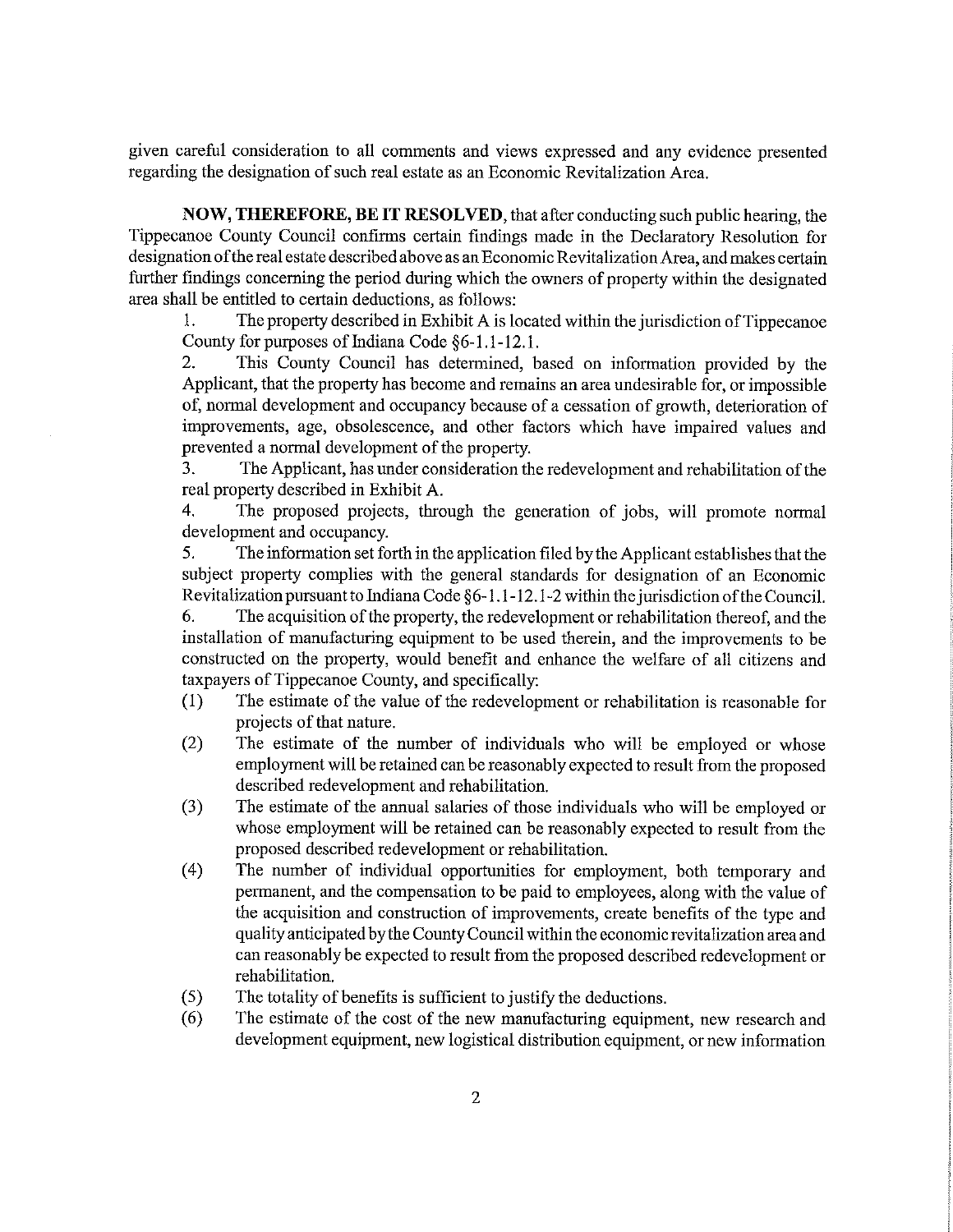given careful consideration to all comments and views expressed and any evidence presented regarding the designation of such real estate as an Economic Revitalization Area.

**NOW, THEREFORE, BE IT RESOLVED**, that after conducting such public hearing, the Tippecanoe County Council confirms certain findings made in the Declaratory Resolution for designation of the real estate described above as an Economic Revitalization Area, and makes certain further findings concerning the period during which the owners of property within the designated area shall be entitled to certain deductions, as follows:

1. The property described in Exhibit A is located within the jurisdiction of Tippecanoe County for purposes of Indiana Code §6-1.1-12.1.
2. This County Council has determined, based on information provided by the Applicant, that the property has become and remains an area undesirable for, or impossible of, normal development and occupancy because of a cessation of growth, deterioration of improvements, age, obsolescence, and other factors which have impaired values and prevented a normal development of the property.
3. The Applicant, has under consideration the redevelopment and rehabilitation of the real property described in Exhibit A.
4. The proposed projects, through the generation of jobs, will promote normal development and occupancy.
5. The information set forth in the application filed by the Applicant establishes that the subject property complies with the general standards for designation of an Economic Revitalization pursuant to Indiana Code §6-1.1-12.1-2 within the jurisdiction of the Council.
6. The acquisition of the property, the redevelopment or rehabilitation thereof, and the installation of manufacturing equipment to be used therein, and the improvements to be constructed on the property, would benefit and enhance the welfare of all citizens and taxpayers of Tippecanoe County, and specifically:

(1) The estimate of the value of the redevelopment or rehabilitation is reasonable for projects of that nature.

(2) The estimate of the number of individuals who will be employed or whose employment will be retained can be reasonably expected to result from the proposed described redevelopment and rehabilitation.

(3) The estimate of the annual salaries of those individuals who will be employed or whose employment will be retained can be reasonably expected to result from the proposed described redevelopment or rehabilitation.

(4) The number of individual opportunities for employment, both temporary and permanent, and the compensation to be paid to employees, along with the value of the acquisition and construction of improvements, create benefits of the type and quality anticipated by the County Council within the economic revitalization area and can reasonably be expected to result from the proposed described redevelopment or rehabilitation.

(5) The totality of benefits is sufficient to justify the deductions.

(6) The estimate of the cost of the new manufacturing equipment, new research and development equipment, new logistical distribution equipment, or new information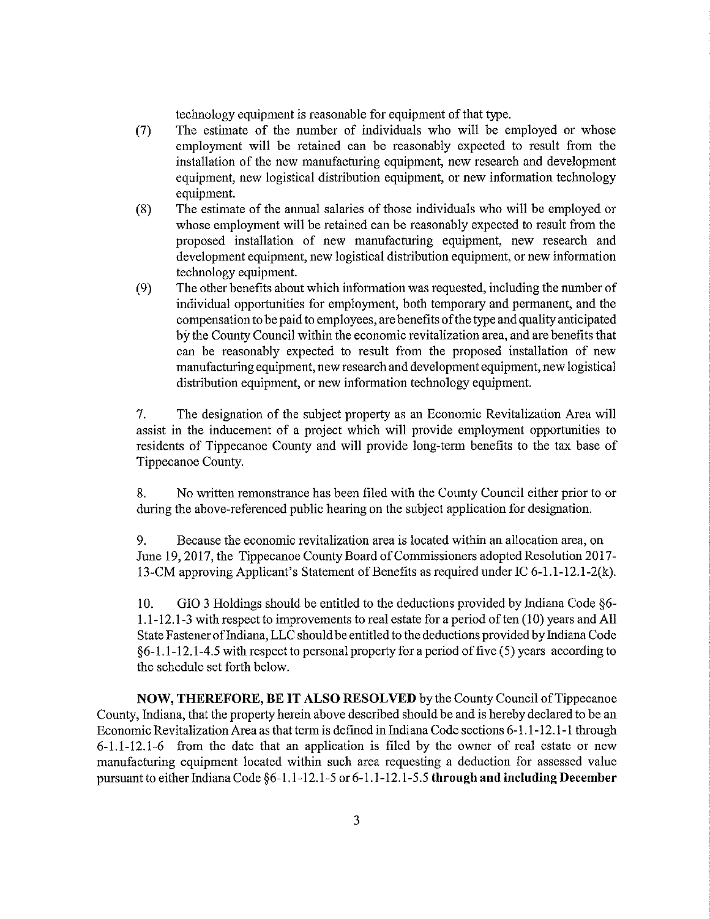technology equipment is reasonable for equipment of that type.

(7) The estimate of the number of individuals who will be employed or whose employment will be retained can be reasonably expected to result from the installation of the new manufacturing equipment, new research and development equipment, new logistical distribution equipment, or new information technology equipment.

(8) The estimate of the annual salaries of those individuals who will be employed or whose employment will be retained can be reasonably expected to result from the proposed installation of new manufacturing equipment, new research and development equipment, new logistical distribution equipment, or new information technology equipment.

(9) The other benefits about which information was requested, including the number of individual opportunities for employment, both temporary and permanent, and the compensation to be paid to employees, are benefits of the type and quality anticipated by the County Council within the economic revitalization area, and are benefits that can be reasonably expected to result from the proposed installation of new manufacturing equipment, new research and development equipment, new logistical distribution equipment, or new information technology equipment.

7. The designation of the subject property as an Economic Revitalization Area will assist in the inducement of a project which will provide employment opportunities to residents of Tippecanoe County and will provide long-term benefits to the tax base of Tippecanoe County.

8. No written remonstrance has been filed with the County Council either prior to or during the above-referenced public hearing on the subject application for designation.

9. Because the economic revitalization area is located within an allocation area, on June 19, 2017, the Tippecanoe County Board of Commissioners adopted Resolution 2017-13-CM approving Applicant's Statement of Benefits as required under IC 6-1.1-12.1-2(k).

10. GIO 3 Holdings should be entitled to the deductions provided by Indiana Code §6-1.1-12.1-3 with respect to improvements to real estate for a period of ten (10) years and All State Fastener of Indiana, LLC should be entitled to the deductions provided by Indiana Code §6-1.1-12.1-4.5 with respect to personal property for a period of five (5) years according to the schedule set forth below.

**NOW, THEREFORE, BE IT ALSO RESOLVED** by the County Council of Tippecanoe County, Indiana, that the property herein above described should be and is hereby declared to be an Economic Revitalization Area as that term is defined in Indiana Code sections 6-1.1-12.1-1 through 6-1.1-12.1-6 from the date that an application is filed by the owner of real estate or new manufacturing equipment located within such area requesting a deduction for assessed value pursuant to either Indiana Code §6-1.1-12.1-5 or 6-1.1-12.1-5.5 **through and including December**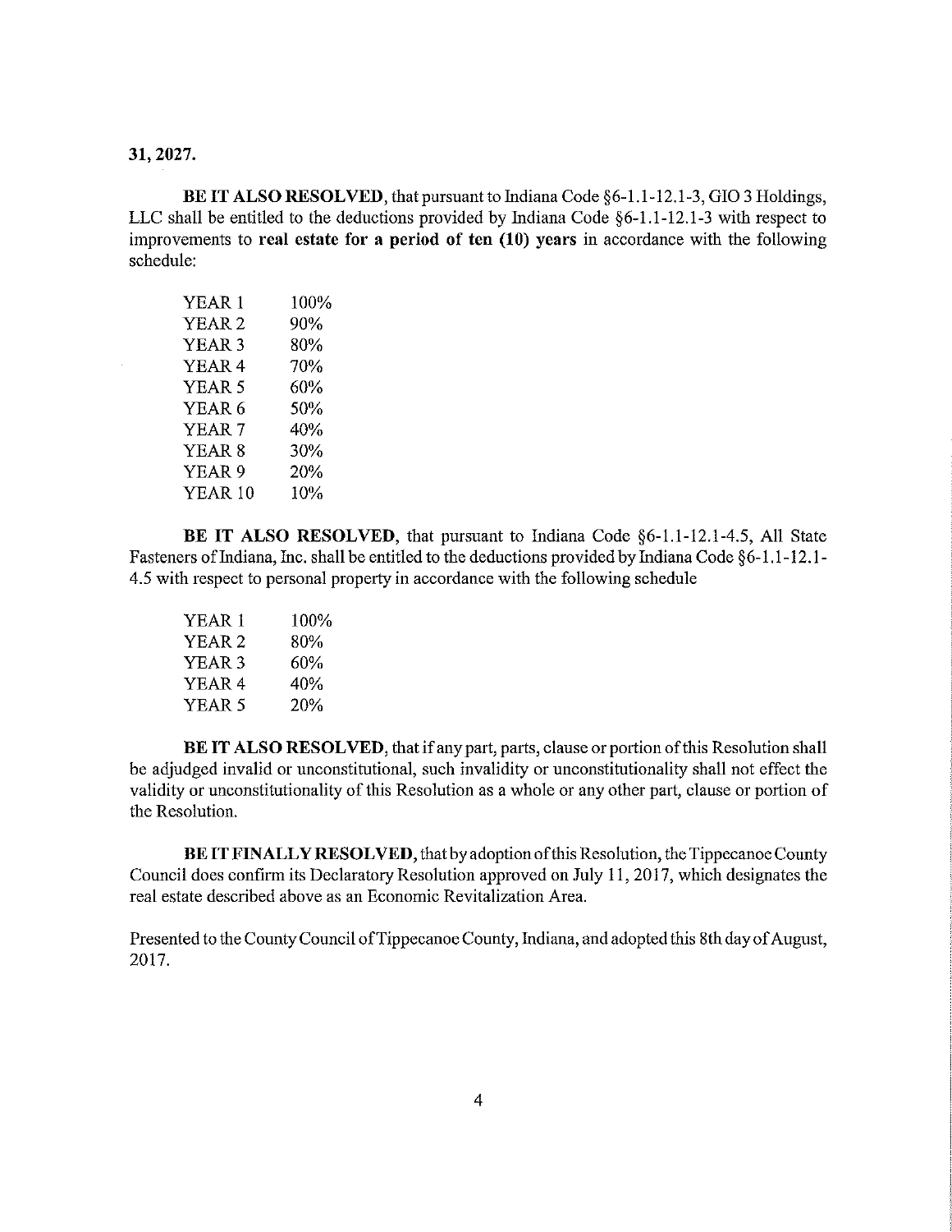**31, 2027.**

**BE IT ALSO RESOLVED**, that pursuant to Indiana Code §6-1.1-12.1-3, GIO 3 Holdings, LLC shall be entitled to the deductions provided by Indiana Code §6-1.1-12.1-3 with respect to improvements to **real estate for a period of ten (10) years** in accordance with the following schedule:

| | |
|---|---|
| YEAR 1 | 100% |
| YEAR 2 | 90% |
| YEAR 3 | 80% |
| YEAR 4 | 70% |
| YEAR 5 | 60% |
| YEAR 6 | 50% |
| YEAR 7 | 40% |
| YEAR 8 | 30% |
| YEAR 9 | 20% |
| YEAR 10 | 10% |

**BE IT ALSO RESOLVED**, that pursuant to Indiana Code §6-1.1-12.1-4.5, All State Fasteners of Indiana, Inc. shall be entitled to the deductions provided by Indiana Code §6-1.1-12.1-4.5 with respect to personal property in accordance with the following schedule

| | |
|---|---|
| YEAR 1 | 100% |
| YEAR 2 | 80% |
| YEAR 3 | 60% |
| YEAR 4 | 40% |
| YEAR 5 | 20% |

**BE IT ALSO RESOLVED**, that if any part, parts, clause or portion of this Resolution shall be adjudged invalid or unconstitutional, such invalidity or unconstitutionality shall not effect the validity or unconstitutionality of this Resolution as a whole or any other part, clause or portion of the Resolution.

**BE IT FINALLY RESOLVED**, that by adoption of this Resolution, the Tippecanoe County Council does confirm its Declaratory Resolution approved on July 11, 2017, which designates the real estate described above as an Economic Revitalization Area.

Presented to the County Council of Tippecanoe County, Indiana, and adopted this 8th day of August, 2017.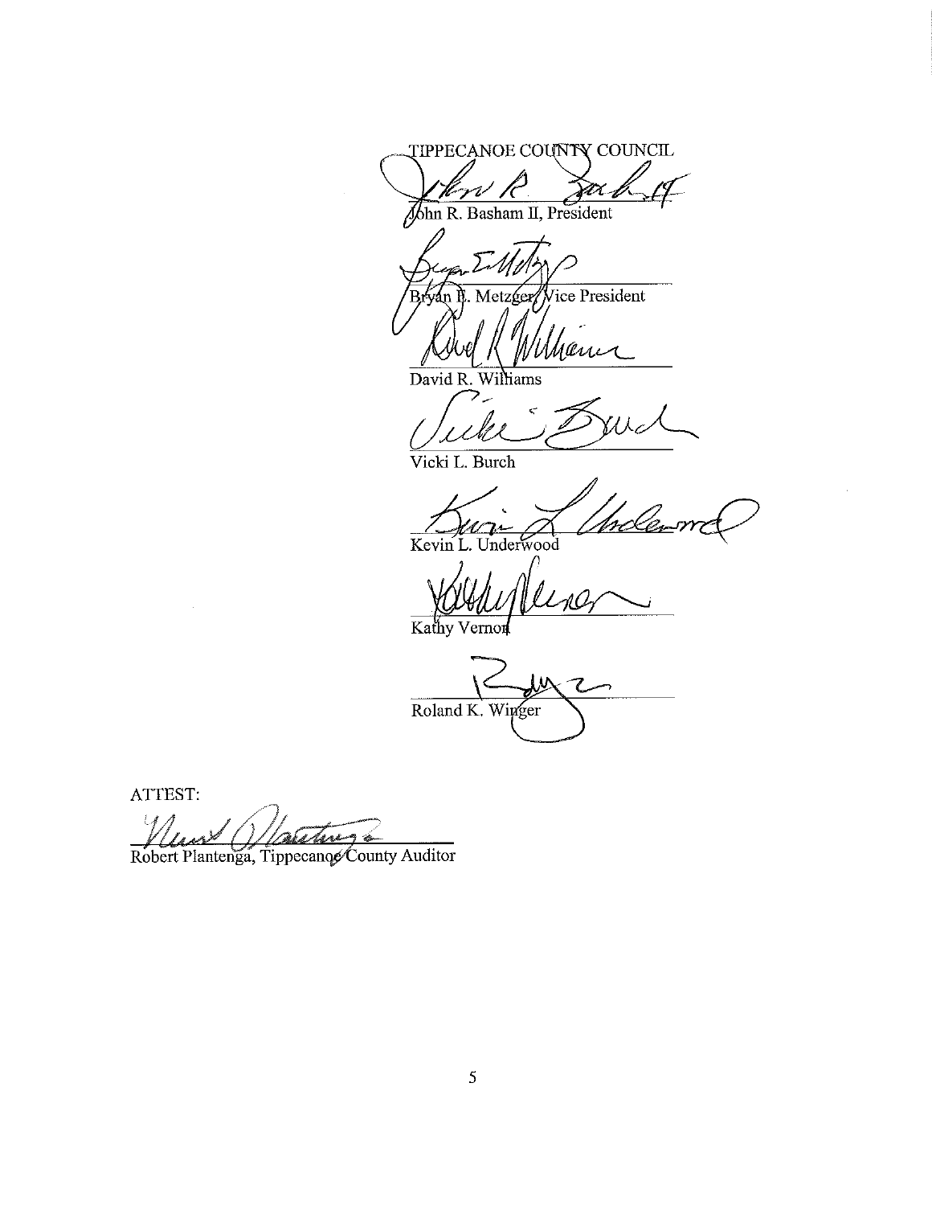TIPPECANOE COUNTY COUNCIL

John R. Basham II, President

Bryan E. Metzger, Vice President

David R. Williams

Vicki L. Burch

Kevin L. Underwood

Kathy Vernon

Roland K. Winger

ATTEST:

Robert Plantenga, Tippecanoe County Auditor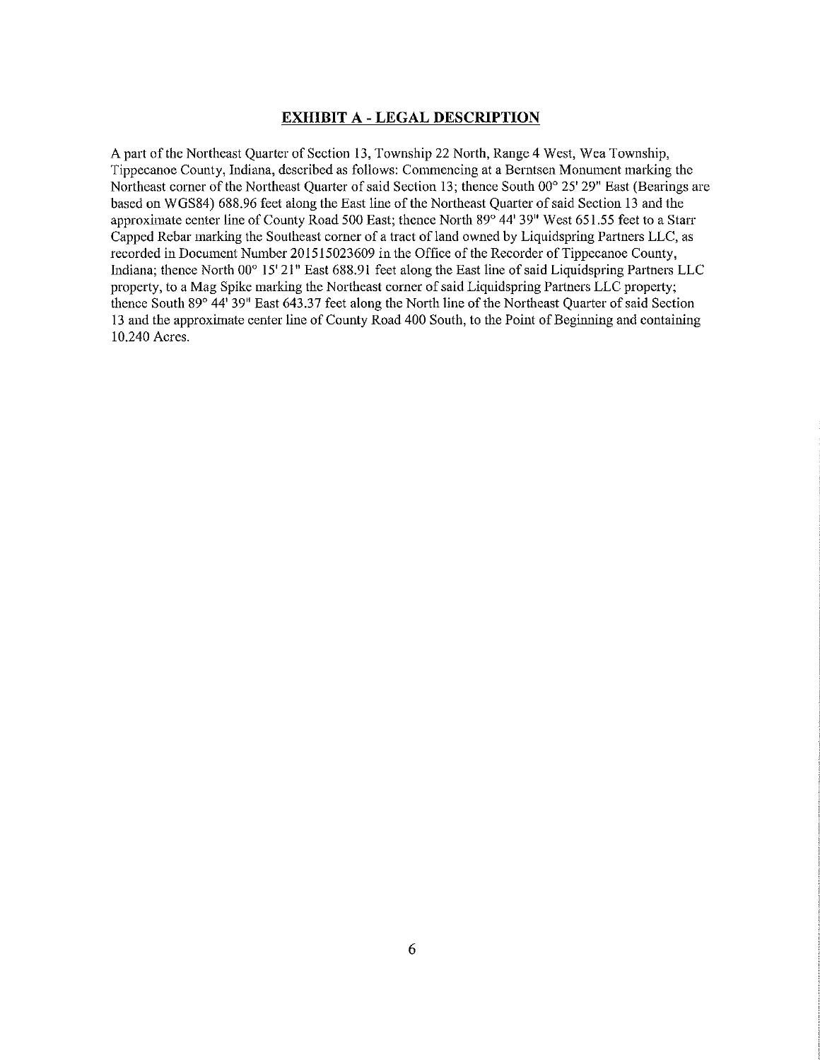## EXHIBIT A - LEGAL DESCRIPTION

A part of the Northeast Quarter of Section 13, Township 22 North, Range 4 West, Wea Township, Tippecanoe County, Indiana, described as follows: Commencing at a Berntsen Monument marking the Northeast corner of the Northeast Quarter of said Section 13; thence South 00° 25' 29" East (Bearings are based on WGS84) 688.96 feet along the East line of the Northeast Quarter of said Section 13 and the approximate center line of County Road 500 East; thence North 89° 44' 39" West 651.55 feet to a Starr Capped Rebar marking the Southeast corner of a tract of land owned by Liquidspring Partners LLC, as recorded in Document Number 201515023609 in the Office of the Recorder of Tippecanoe County, Indiana; thence North 00° 15' 21" East 688.91 feet along the East line of said Liquidspring Partners LLC property, to a Mag Spike marking the Northeast corner of said Liquidspring Partners LLC property; thence South 89° 44' 39" East 643.37 feet along the North line of the Northeast Quarter of said Section 13 and the approximate center line of County Road 400 South, to the Point of Beginning and containing 10.240 Acres.